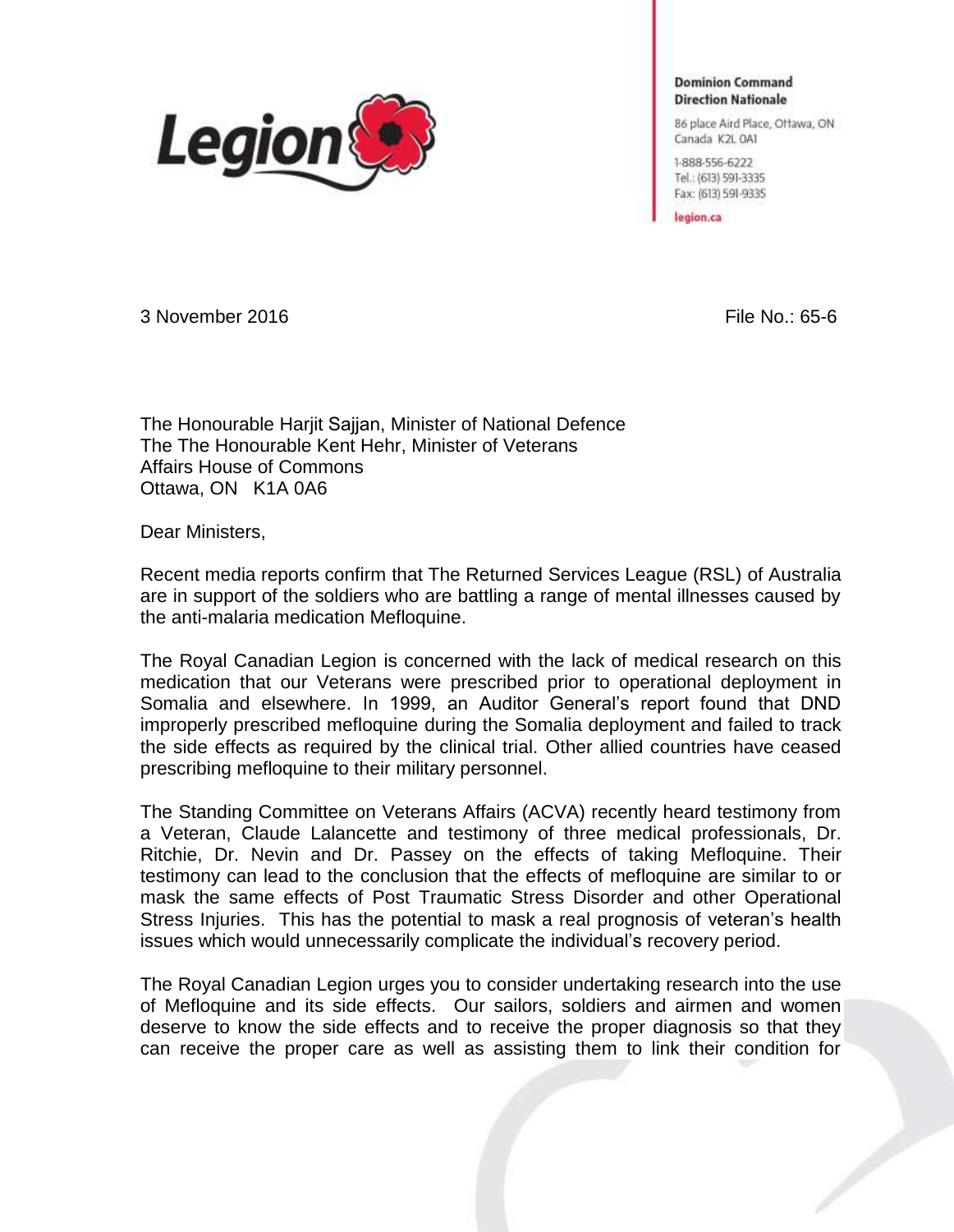Legion

**Dominion Command**
**Direction Nationale**

86 place Aird Place, Ottawa, ON
Canada K2L 0A1

1-888-556-6222
Tel.: (613) 591-3335
Fax: (613) 591-9335

legion.ca

3 November 2016 File No.: 65-6

The Honourable Harjit Sajjan, Minister of National Defence
The The Honourable Kent Hehr, Minister of Veterans
Affairs House of Commons
Ottawa, ON K1A 0A6

Dear Ministers,

Recent media reports confirm that The Returned Services League (RSL) of Australia are in support of the soldiers who are battling a range of mental illnesses caused by the anti-malaria medication Mefloquine.

The Royal Canadian Legion is concerned with the lack of medical research on this medication that our Veterans were prescribed prior to operational deployment in Somalia and elsewhere. In 1999, an Auditor General's report found that DND improperly prescribed mefloquine during the Somalia deployment and failed to track the side effects as required by the clinical trial. Other allied countries have ceased prescribing mefloquine to their military personnel.

The Standing Committee on Veterans Affairs (ACVA) recently heard testimony from a Veteran, Claude Lalancette and testimony of three medical professionals, Dr. Ritchie, Dr. Nevin and Dr. Passey on the effects of taking Mefloquine. Their testimony can lead to the conclusion that the effects of mefloquine are similar to or mask the same effects of Post Traumatic Stress Disorder and other Operational Stress Injuries. This has the potential to mask a real prognosis of veteran's health issues which would unnecessarily complicate the individual's recovery period.

The Royal Canadian Legion urges you to consider undertaking research into the use of Mefloquine and its side effects. Our sailors, soldiers and airmen and women deserve to know the side effects and to receive the proper diagnosis so that they can receive the proper care as well as assisting them to link their condition for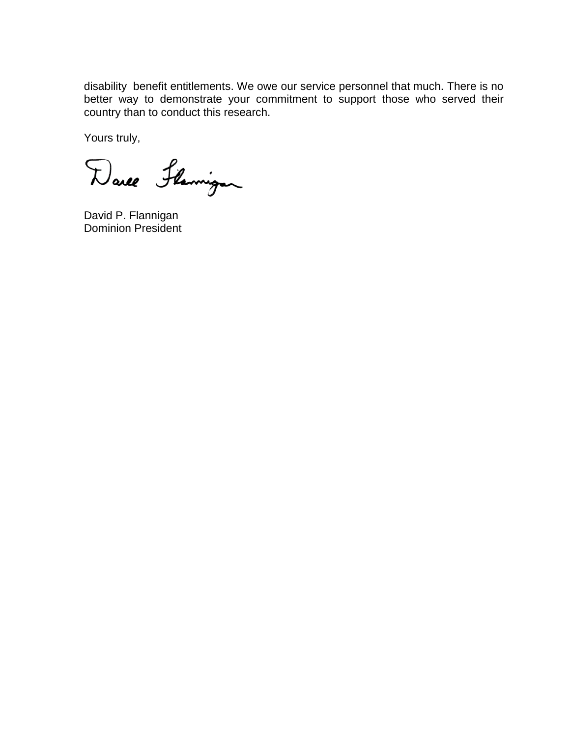disability benefit entitlements. We owe our service personnel that much. There is no better way to demonstrate your commitment to support those who served their country than to conduct this research.

Yours truly,

David P. Flannigan
Dominion President